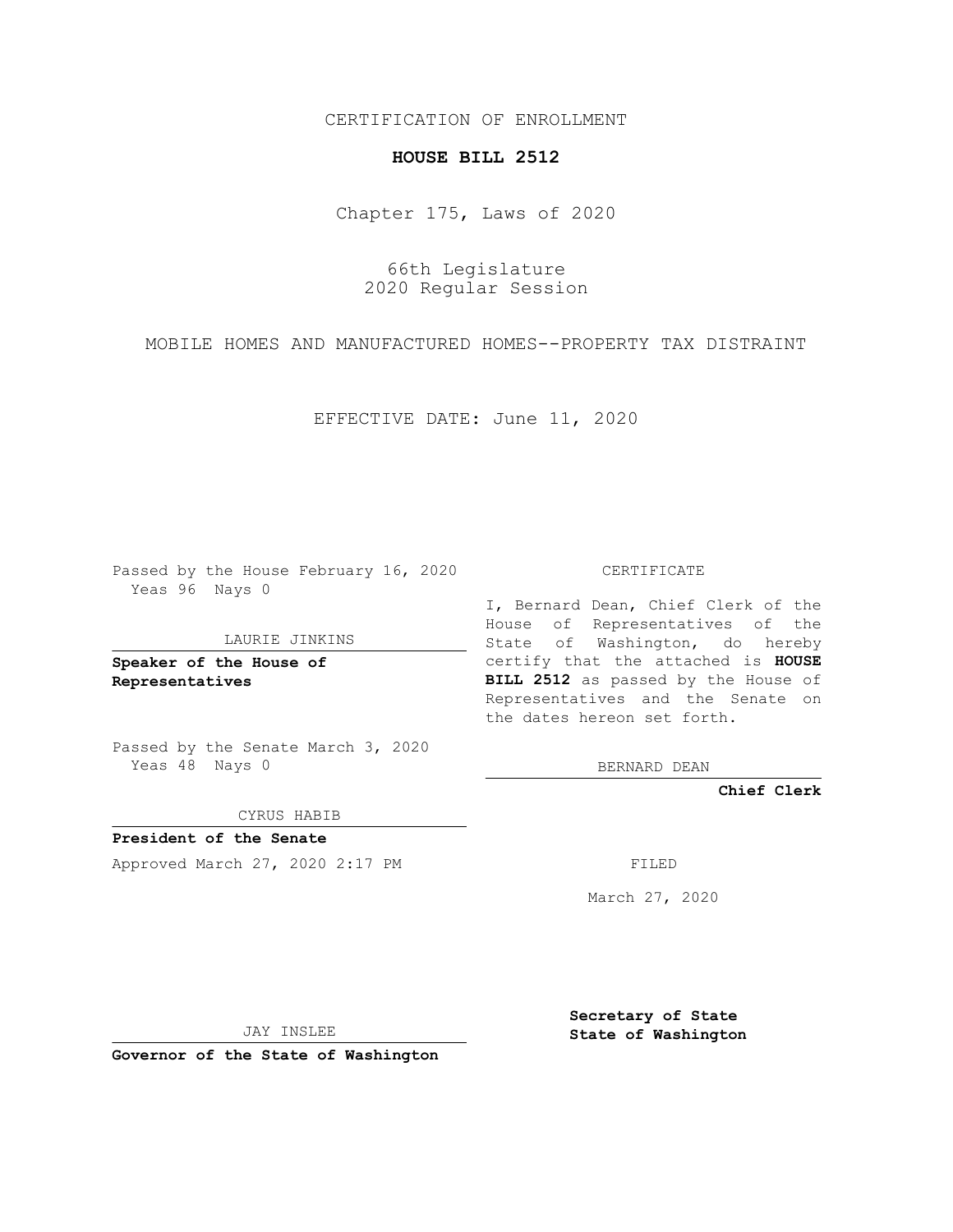CERTIFICATION OF ENROLLMENT

# HOUSE BILL 2512

Chapter 175, Laws of 2020

66th Legislature
2020 Regular Session

MOBILE HOMES AND MANUFACTURED HOMES--PROPERTY TAX DISTRAINT

EFFECTIVE DATE: June 11, 2020

Passed by the House February 16, 2020
Yeas 96 Nays 0

LAURIE JINKINS

**Speaker of the House of Representatives**

Passed by the Senate March 3, 2020
Yeas 48 Nays 0

CYRUS HABIB

**President of the Senate**

Approved March 27, 2020 2:17 PM

JAY INSLEE

**Governor of the State of Washington**

CERTIFICATE

I, Bernard Dean, Chief Clerk of the House of Representatives of the State of Washington, do hereby certify that the attached is **HOUSE BILL 2512** as passed by the House of Representatives and the Senate on the dates hereon set forth.

BERNARD DEAN

**Chief Clerk**

FILED

March 27, 2020

**Secretary of State**
**State of Washington**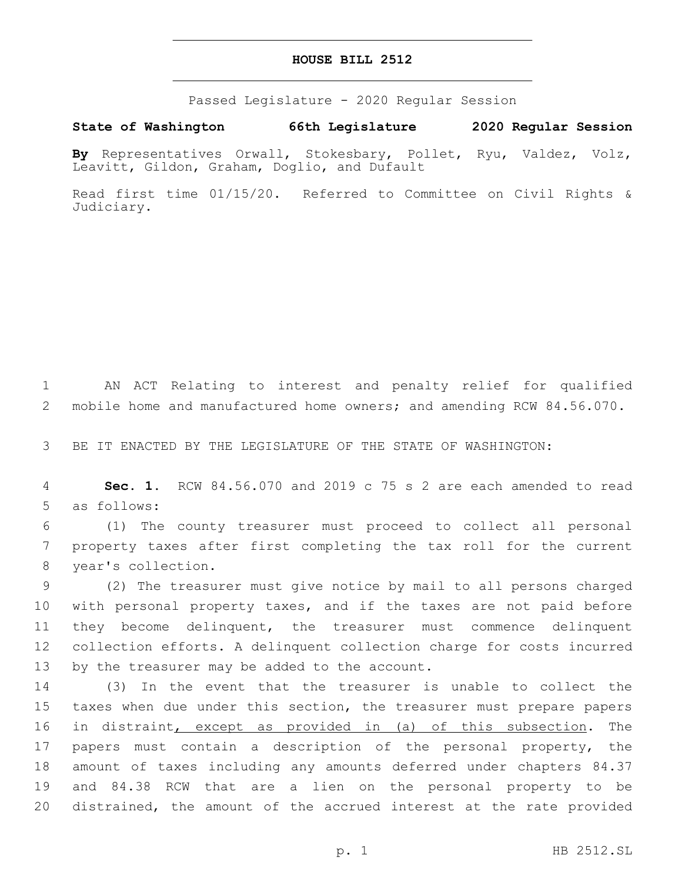# HOUSE BILL 2512

Passed Legislature - 2020 Regular Session

**State of Washington 66th Legislature 2020 Regular Session**

**By** Representatives Orwall, Stokesbary, Pollet, Ryu, Valdez, Volz, Leavitt, Gildon, Graham, Doglio, and Dufault

Read first time 01/15/20. Referred to Committee on Civil Rights & Judiciary.

AN ACT Relating to interest and penalty relief for qualified mobile home and manufactured home owners; and amending RCW 84.56.070.

BE IT ENACTED BY THE LEGISLATURE OF THE STATE OF WASHINGTON:

**Sec. 1.** RCW 84.56.070 and 2019 c 75 s 2 are each amended to read as follows:

(1) The county treasurer must proceed to collect all personal property taxes after first completing the tax roll for the current year's collection.

(2) The treasurer must give notice by mail to all persons charged with personal property taxes, and if the taxes are not paid before they become delinquent, the treasurer must commence delinquent collection efforts. A delinquent collection charge for costs incurred by the treasurer may be added to the account.

(3) In the event that the treasurer is unable to collect the taxes when due under this section, the treasurer must prepare papers in distraint, except as provided in (a) of this subsection. The papers must contain a description of the personal property, the amount of taxes including any amounts deferred under chapters 84.37 and 84.38 RCW that are a lien on the personal property to be distrained, the amount of the accrued interest at the rate provided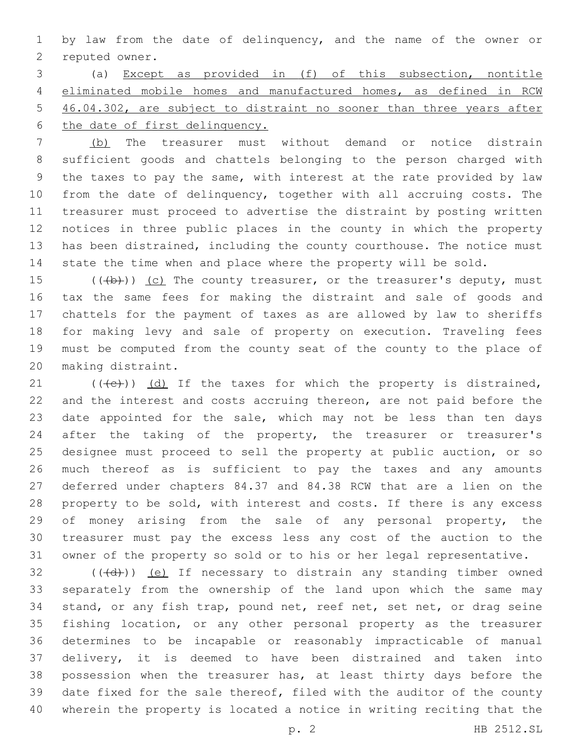by law from the date of delinquency, and the name of the owner or reputed owner.

(a) <u>Except as provided in (f) of this subsection, nontitle eliminated mobile homes and manufactured homes, as defined in RCW 46.04.302, are subject to distraint no sooner than three years after the date of first delinquency.</u>

<u>(b)</u> The treasurer must without demand or notice distrain sufficient goods and chattels belonging to the person charged with the taxes to pay the same, with interest at the rate provided by law from the date of delinquency, together with all accruing costs. The treasurer must proceed to advertise the distraint by posting written notices in three public places in the county in which the property has been distrained, including the county courthouse. The notice must state the time when and place where the property will be sold.

(( ~~(b)~~ )) <u>(c)</u> The county treasurer, or the treasurer's deputy, must tax the same fees for making the distraint and sale of goods and chattels for the payment of taxes as are allowed by law to sheriffs for making levy and sale of property on execution. Traveling fees must be computed from the county seat of the county to the place of making distraint.

(( ~~(c)~~ )) <u>(d)</u> If the taxes for which the property is distrained, and the interest and costs accruing thereon, are not paid before the date appointed for the sale, which may not be less than ten days after the taking of the property, the treasurer or treasurer's designee must proceed to sell the property at public auction, or so much thereof as is sufficient to pay the taxes and any amounts deferred under chapters 84.37 and 84.38 RCW that are a lien on the property to be sold, with interest and costs. If there is any excess of money arising from the sale of any personal property, the treasurer must pay the excess less any cost of the auction to the owner of the property so sold or to his or her legal representative.

(( ~~(d)~~ )) <u>(e)</u> If necessary to distrain any standing timber owned separately from the ownership of the land upon which the same may stand, or any fish trap, pound net, reef net, set net, or drag seine fishing location, or any other personal property as the treasurer determines to be incapable or reasonably impracticable of manual delivery, it is deemed to have been distrained and taken into possession when the treasurer has, at least thirty days before the date fixed for the sale thereof, filed with the auditor of the county wherein the property is located a notice in writing reciting that the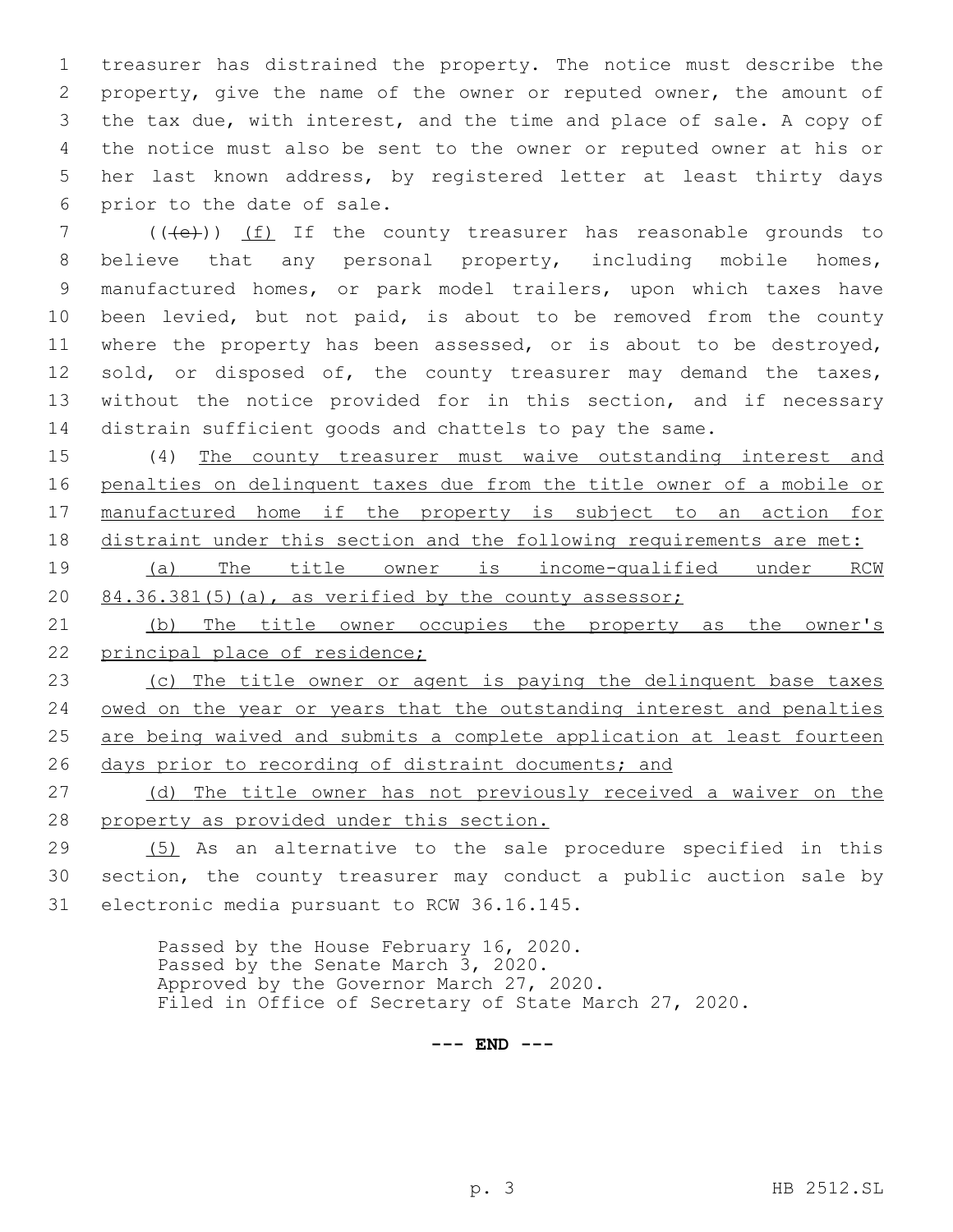treasurer has distrained the property. The notice must describe the property, give the name of the owner or reputed owner, the amount of the tax due, with interest, and the time and place of sale. A copy of the notice must also be sent to the owner or reputed owner at his or her last known address, by registered letter at least thirty days prior to the date of sale.

~~((e))~~ <u>(f)</u> If the county treasurer has reasonable grounds to believe that any personal property, including mobile homes, manufactured homes, or park model trailers, upon which taxes have been levied, but not paid, is about to be removed from the county where the property has been assessed, or is about to be destroyed, sold, or disposed of, the county treasurer may demand the taxes, without the notice provided for in this section, and if necessary distrain sufficient goods and chattels to pay the same.

(4) <u>The county treasurer must waive outstanding interest and penalties on delinquent taxes due from the title owner of a mobile or manufactured home if the property is subject to an action for distraint under this section and the following requirements are met:</u>

<u>(a) The title owner is income-qualified under RCW 84.36.381(5)(a), as verified by the county assessor;</u>

<u>(b) The title owner occupies the property as the owner's principal place of residence;</u>

<u>(c) The title owner or agent is paying the delinquent base taxes owed on the year or years that the outstanding interest and penalties are being waived and submits a complete application at least fourteen days prior to recording of distraint documents; and</u>

<u>(d) The title owner has not previously received a waiver on the property as provided under this section.</u>

<u>(5)</u> As an alternative to the sale procedure specified in this section, the county treasurer may conduct a public auction sale by electronic media pursuant to RCW 36.16.145.

Passed by the House February 16, 2020.
Passed by the Senate March 3, 2020.
Approved by the Governor March 27, 2020.
Filed in Office of Secretary of State March 27, 2020.

**--- END ---**